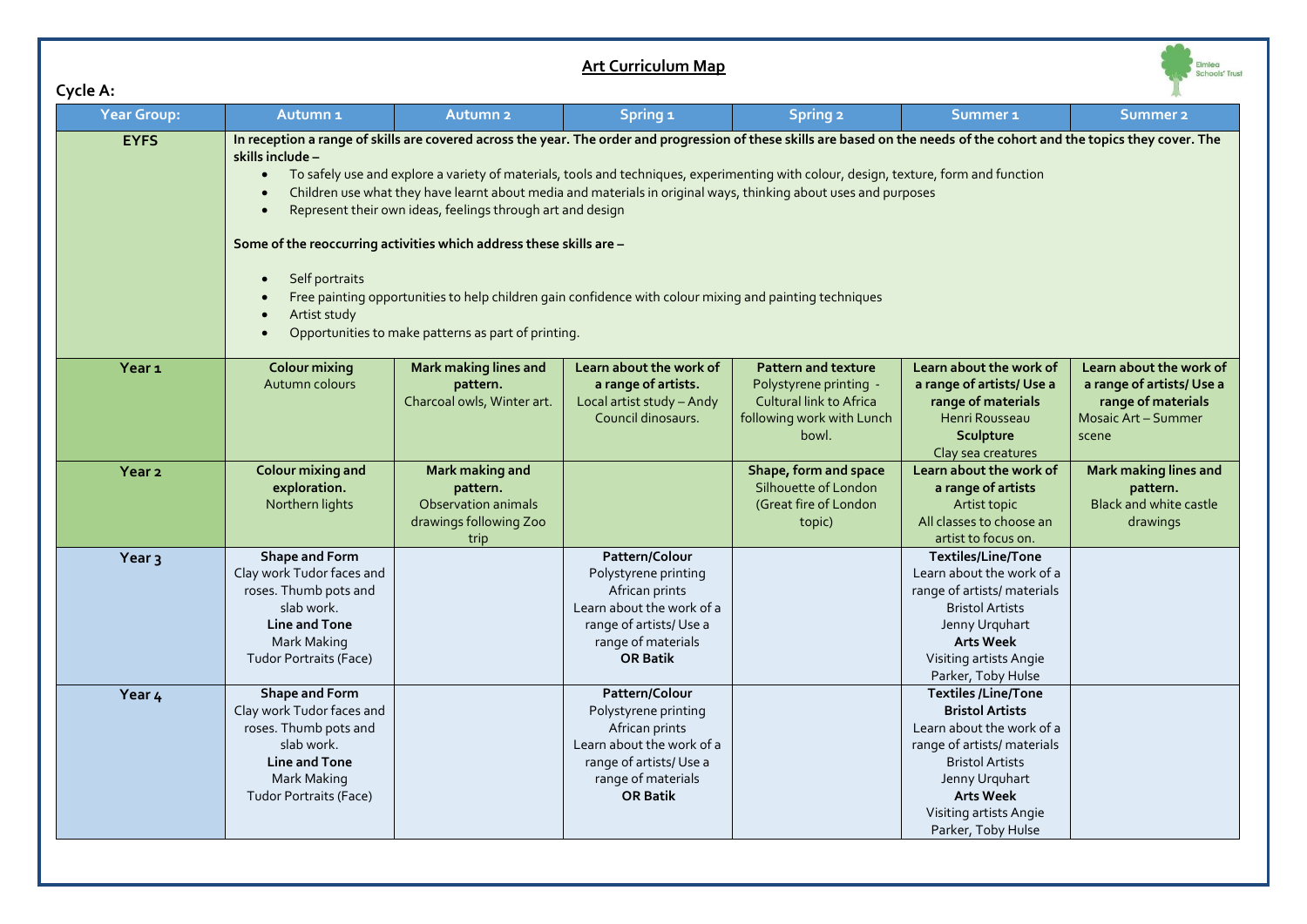# Art Curriculum Map

**Cycle A:**

| Year Group: | Autumn 1 | Autumn 2 | Spring 1 | Spring 2 | Summer 1 | Summer 2 |
|---|---|---|---|---|---|---|
| **EYFS** | **In reception a range of skills are covered across the year. The order and progression of these skills are based on the needs of the cohort and the topics they cover. The skills include –** <br>• To safely use and explore a variety of materials, tools and techniques, experimenting with colour, design, texture, form and function <br>• Children use what they have learnt about media and materials in original ways, thinking about uses and purposes <br>• Represent their own ideas, feelings through art and design <br><br>**Some of the reoccurring activities which address these skills are –** <br>• Self portraits <br>• Free painting opportunities to help children gain confidence with colour mixing and painting techniques <br>• Artist study <br>• Opportunities to make patterns as part of printing. | | | | | |
| **Year 1** | **Colour mixing** <br>Autumn colours | **Mark making lines and pattern.** <br>Charcoal owls, Winter art. | **Learn about the work of a range of artists.** <br>Local artist study – Andy Council dinosaurs. | **Pattern and texture** <br>Polystyrene printing - Cultural link to Africa following work with Lunch bowl. | **Learn about the work of a range of artists/ Use a range of materials** <br>Henri Rousseau <br>**Sculpture** <br>Clay sea creatures | **Learn about the work of a range of artists/ Use a range of materials** <br>Mosaic Art – Summer scene |
| **Year 2** | **Colour mixing and exploration.** <br>Northern lights | **Mark making and pattern.** <br>Observation animals drawings following Zoo trip | | **Shape, form and space** <br>Silhouette of London (Great fire of London topic) | **Learn about the work of a range of artists** <br>Artist topic <br>All classes to choose an artist to focus on. | **Mark making lines and pattern.** <br>Black and white castle drawings |
| **Year 3** | **Shape and Form** <br>Clay work Tudor faces and roses. Thumb pots and slab work. <br>**Line and Tone** <br>Mark Making <br>Tudor Portraits (Face) | | **Pattern/Colour** <br>Polystyrene printing <br>African prints <br>Learn about the work of a range of artists/ Use a range of materials <br>**OR Batik** | | **Textiles/Line/Tone** <br>Learn about the work of a range of artists/ materials <br>Bristol Artists <br>Jenny Urquhart <br>**Arts Week** <br>Visiting artists Angie Parker, Toby Hulse | |
| **Year 4** | **Shape and Form** <br>Clay work Tudor faces and roses. Thumb pots and slab work. <br>**Line and Tone** <br>Mark Making <br>Tudor Portraits (Face) | | **Pattern/Colour** <br>Polystyrene printing <br>African prints <br>Learn about the work of a range of artists/ Use a range of materials <br>**OR Batik** | | **Textiles /Line/Tone** <br>**Bristol Artists** <br>Learn about the work of a range of artists/ materials <br>Bristol Artists <br>Jenny Urquhart <br>**Arts Week** <br>Visiting artists Angie Parker, Toby Hulse | |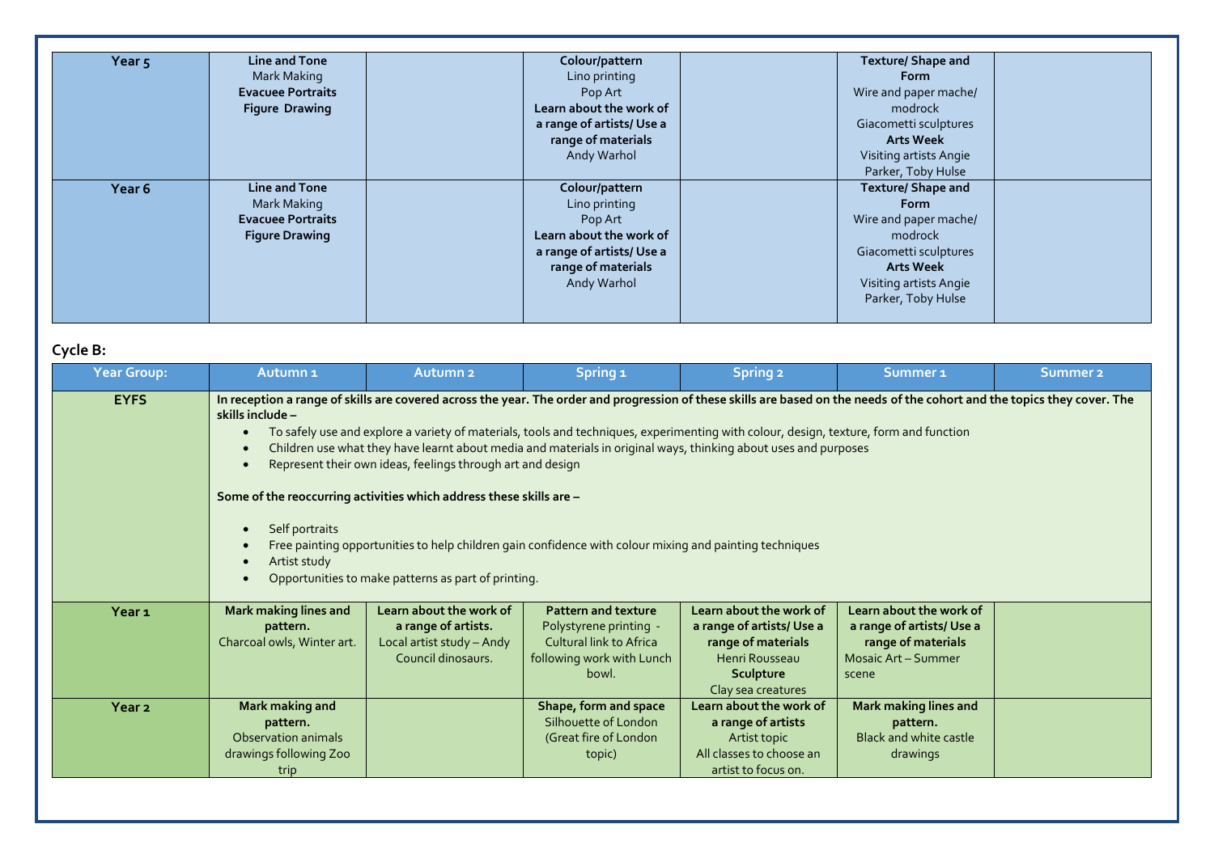| Year 5 | **Line and Tone** Mark Making **Evacuee Portraits** **Figure Drawing** | | **Colour/pattern** Lino printing Pop Art **Learn about the work of a range of artists/ Use a range of materials** Andy Warhol | | **Texture/ Shape and Form** Wire and paper mache/ modrock Giacometti sculptures **Arts Week** Visiting artists Angie Parker, Toby Hulse | |
|---|---|---|---|---|---|---|
| Year 6 | **Line and Tone** Mark Making **Evacuee Portraits** **Figure Drawing** | | **Colour/pattern** Lino printing Pop Art **Learn about the work of a range of artists/ Use a range of materials** Andy Warhol | | **Texture/ Shape and Form** Wire and paper mache/ modrock Giacometti sculptures **Arts Week** Visiting artists Angie Parker, Toby Hulse | |

**Cycle B:**

| Year Group: | Autumn 1 | Autumn 2 | Spring 1 | Spring 2 | Summer 1 | Summer 2 |
|---|---|---|---|---|---|---|
| EYFS | **In reception a range of skills are covered across the year. The order and progression of these skills are based on the needs of the cohort and the topics they cover. The skills include –** <br>• To safely use and explore a variety of materials, tools and techniques, experimenting with colour, design, texture, form and function <br>• Children use what they have learnt about media and materials in original ways, thinking about uses and purposes <br>• Represent their own ideas, feelings through art and design <br><br>**Some of the reoccurring activities which address these skills are –** <br>• Self portraits <br>• Free painting opportunities to help children gain confidence with colour mixing and painting techniques <br>• Artist study <br>• Opportunities to make patterns as part of printing. | | | | | |
| Year 1 | **Mark making lines and pattern.** Charcoal owls, Winter art. | **Learn about the work of a range of artists.** Local artist study – Andy Council dinosaurs. | **Pattern and texture** Polystyrene printing - Cultural link to Africa following work with Lunch bowl. | **Learn about the work of a range of artists/ Use a range of materials** Henri Rousseau **Sculpture** Clay sea creatures | **Learn about the work of a range of artists/ Use a range of materials** Mosaic Art – Summer scene | |
| Year 2 | **Mark making and pattern.** Observation animals drawings following Zoo trip | | **Shape, form and space** Silhouette of London (Great fire of London topic) | **Learn about the work of a range of artists** Artist topic All classes to choose an artist to focus on. | **Mark making lines and pattern.** Black and white castle drawings | |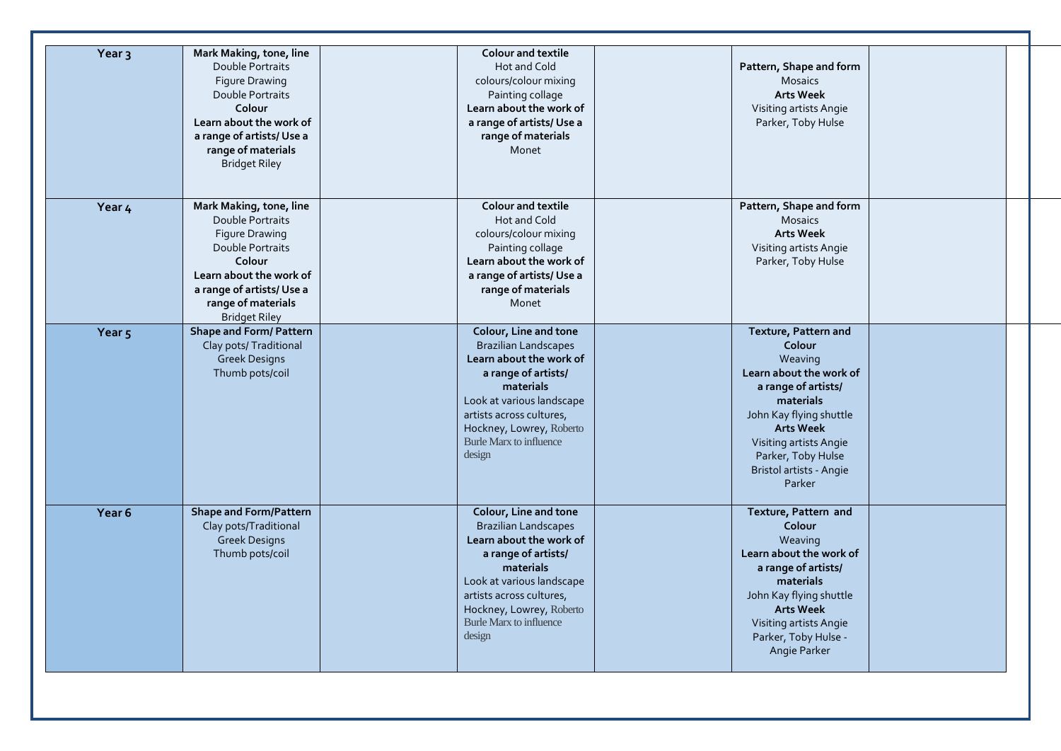| Year 3 | **Mark Making, tone, line**<br>Double Portraits<br>Figure Drawing<br>Double Portraits<br>**Colour**<br>**Learn about the work of a range of artists/ Use a range of materials**<br>Bridget Riley | | **Colour and textile**<br>Hot and Cold colours/colour mixing<br>Painting collage<br>**Learn about the work of a range of artists/ Use a range of materials**<br>Monet | | **Pattern, Shape and form**<br>Mosaics<br>**Arts Week**<br>Visiting artists Angie Parker, Toby Hulse | |
|---|---|---|---|---|---|---|
| Year 4 | **Mark Making, tone, line**<br>Double Portraits<br>Figure Drawing<br>Double Portraits<br>**Colour**<br>**Learn about the work of a range of artists/ Use a range of materials**<br>Bridget Riley | | **Colour and textile**<br>Hot and Cold colours/colour mixing<br>Painting collage<br>**Learn about the work of a range of artists/ Use a range of materials**<br>Monet | | **Pattern, Shape and form**<br>Mosaics<br>**Arts Week**<br>Visiting artists Angie Parker, Toby Hulse | |
| Year 5 | **Shape and Form/ Pattern**<br>Clay pots/ Traditional Greek Designs<br>Thumb pots/coil | | **Colour, Line and tone**<br>Brazilian Landscapes<br>**Learn about the work of a range of artists/ materials**<br>Look at various landscape artists across cultures, Hockney, Lowrey, Roberto Burle Marx to influence design | | **Texture, Pattern and Colour**<br>Weaving<br>**Learn about the work of a range of artists/ materials**<br>John Kay flying shuttle<br>**Arts Week**<br>Visiting artists Angie Parker, Toby Hulse<br>Bristol artists - Angie Parker | |
| Year 6 | **Shape and Form/Pattern**<br>Clay pots/Traditional Greek Designs<br>Thumb pots/coil | | **Colour, Line and tone**<br>Brazilian Landscapes<br>**Learn about the work of a range of artists/ materials**<br>Look at various landscape artists across cultures, Hockney, Lowrey, Roberto Burle Marx to influence design | | **Texture, Pattern and Colour**<br>Weaving<br>**Learn about the work of a range of artists/ materials**<br>John Kay flying shuttle<br>**Arts Week**<br>Visiting artists Angie Parker, Toby Hulse - Angie Parker | |